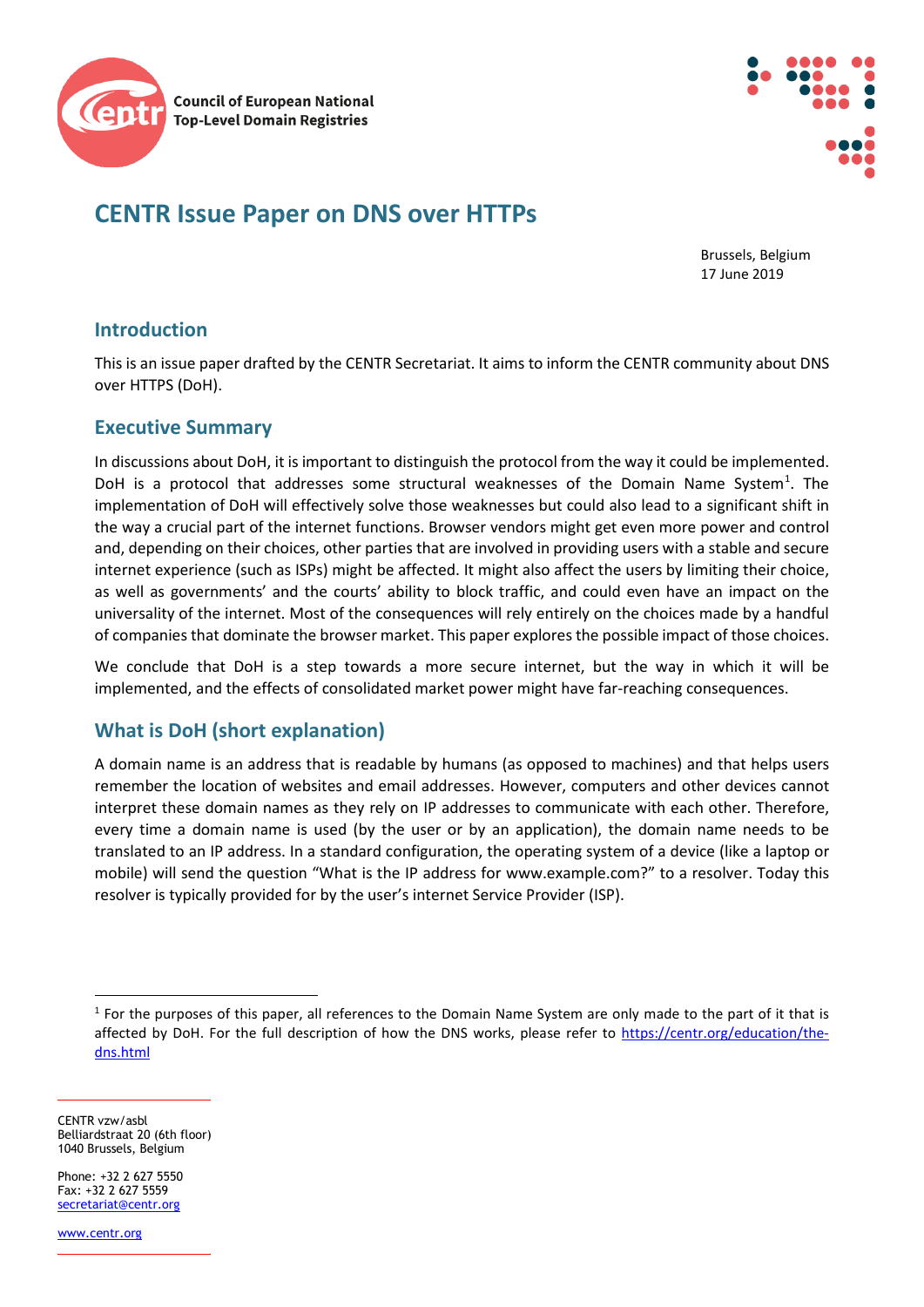Council of European National Top-Level Domain Registries

# CENTR Issue Paper on DNS over HTTPs

Brussels, Belgium
17 June 2019

## Introduction

This is an issue paper drafted by the CENTR Secretariat. It aims to inform the CENTR community about DNS over HTTPS (DoH).

## Executive Summary

In discussions about DoH, it is important to distinguish the protocol from the way it could be implemented. DoH is a protocol that addresses some structural weaknesses of the Domain Name System[1]. The implementation of DoH will effectively solve those weaknesses but could also lead to a significant shift in the way a crucial part of the internet functions. Browser vendors might get even more power and control and, depending on their choices, other parties that are involved in providing users with a stable and secure internet experience (such as ISPs) might be affected. It might also affect the users by limiting their choice, as well as governments' and the courts' ability to block traffic, and could even have an impact on the universality of the internet. Most of the consequences will rely entirely on the choices made by a handful of companies that dominate the browser market. This paper explores the possible impact of those choices.

We conclude that DoH is a step towards a more secure internet, but the way in which it will be implemented, and the effects of consolidated market power might have far-reaching consequences.

## What is DoH (short explanation)

A domain name is an address that is readable by humans (as opposed to machines) and that helps users remember the location of websites and email addresses. However, computers and other devices cannot interpret these domain names as they rely on IP addresses to communicate with each other. Therefore, every time a domain name is used (by the user or by an application), the domain name needs to be translated to an IP address. In a standard configuration, the operating system of a device (like a laptop or mobile) will send the question "What is the IP address for www.example.com?" to a resolver. Today this resolver is typically provided for by the user's internet Service Provider (ISP).

[1] For the purposes of this paper, all references to the Domain Name System are only made to the part of it that is affected by DoH. For the full description of how the DNS works, please refer to https://centr.org/education/the-dns.html

CENTR vzw/asbl
Belliardstraat 20 (6th floor)
1040 Brussels, Belgium

Phone: +32 2 627 5550
Fax: +32 2 627 5559
secretariat@centr.org

www.centr.org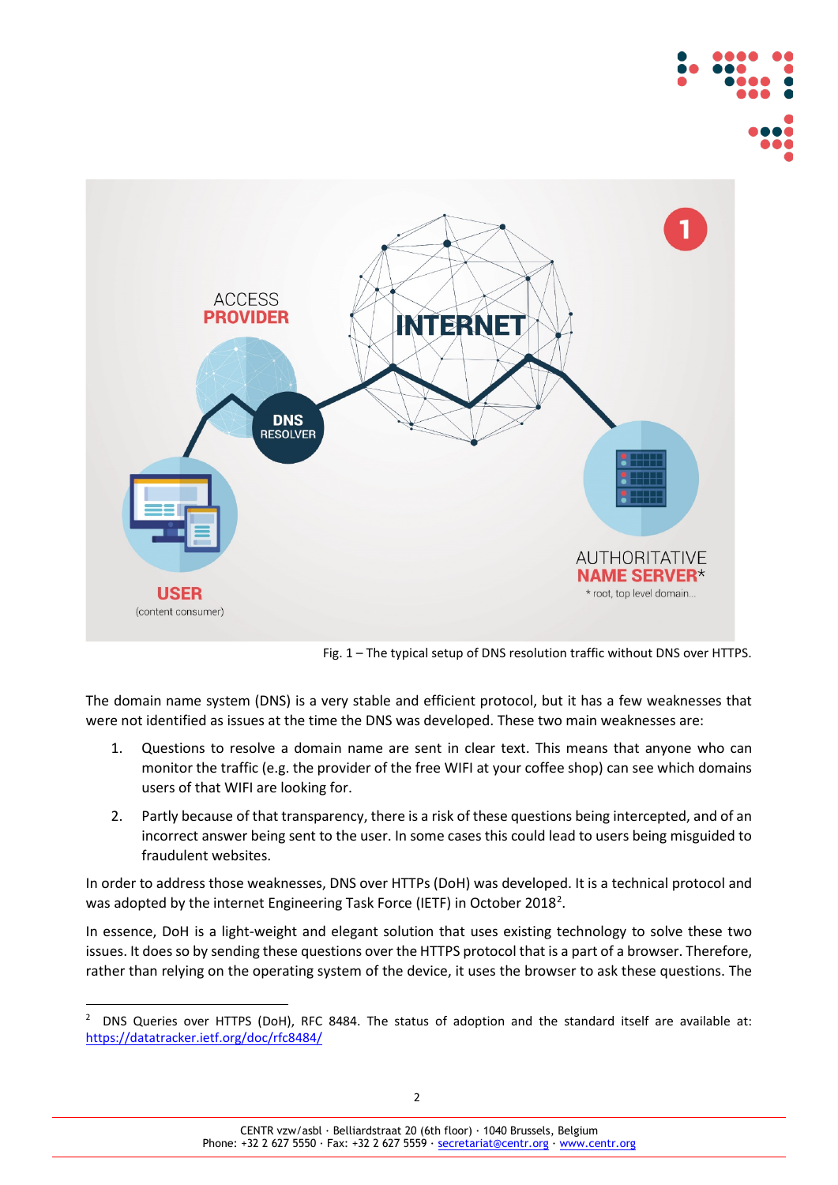Fig. 1 – The typical setup of DNS resolution traffic without DNS over HTTPS.

The domain name system (DNS) is a very stable and efficient protocol, but it has a few weaknesses that were not identified as issues at the time the DNS was developed. These two main weaknesses are:

1. Questions to resolve a domain name are sent in clear text. This means that anyone who can monitor the traffic (e.g. the provider of the free WIFI at your coffee shop) can see which domains users of that WIFI are looking for.
2. Partly because of that transparency, there is a risk of these questions being intercepted, and of an incorrect answer being sent to the user. In some cases this could lead to users being misguided to fraudulent websites.

In order to address those weaknesses, DNS over HTTPs (DoH) was developed. It is a technical protocol and was adopted by the internet Engineering Task Force (IETF) in October 2018[2].

In essence, DoH is a light-weight and elegant solution that uses existing technology to solve these two issues. It does so by sending these questions over the HTTPS protocol that is a part of a browser. Therefore, rather than relying on the operating system of the device, it uses the browser to ask these questions. The

[2] DNS Queries over HTTPS (DoH), RFC 8484. The status of adoption and the standard itself are available at: https://datatracker.ietf.org/doc/rfc8484/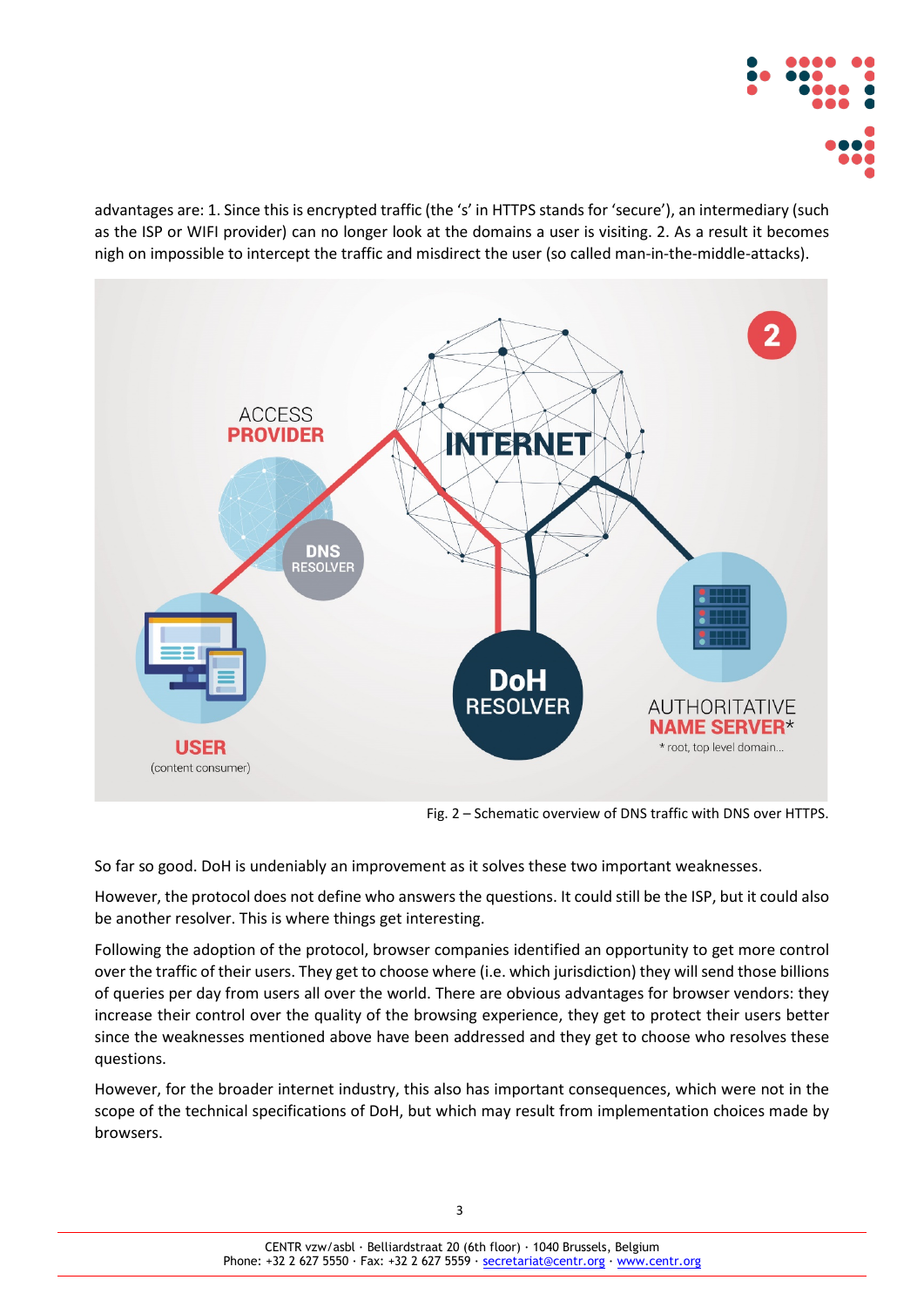advantages are: 1. Since this is encrypted traffic (the 's' in HTTPS stands for 'secure'), an intermediary (such as the ISP or WIFI provider) can no longer look at the domains a user is visiting. 2. As a result it becomes nigh on impossible to intercept the traffic and misdirect the user (so called man-in-the-middle-attacks).

Fig. 2 – Schematic overview of DNS traffic with DNS over HTTPS.

So far so good. DoH is undeniably an improvement as it solves these two important weaknesses.

However, the protocol does not define who answers the questions. It could still be the ISP, but it could also be another resolver. This is where things get interesting.

Following the adoption of the protocol, browser companies identified an opportunity to get more control over the traffic of their users. They get to choose where (i.e. which jurisdiction) they will send those billions of queries per day from users all over the world. There are obvious advantages for browser vendors: they increase their control over the quality of the browsing experience, they get to protect their users better since the weaknesses mentioned above have been addressed and they get to choose who resolves these questions.

However, for the broader internet industry, this also has important consequences, which were not in the scope of the technical specifications of DoH, but which may result from implementation choices made by browsers.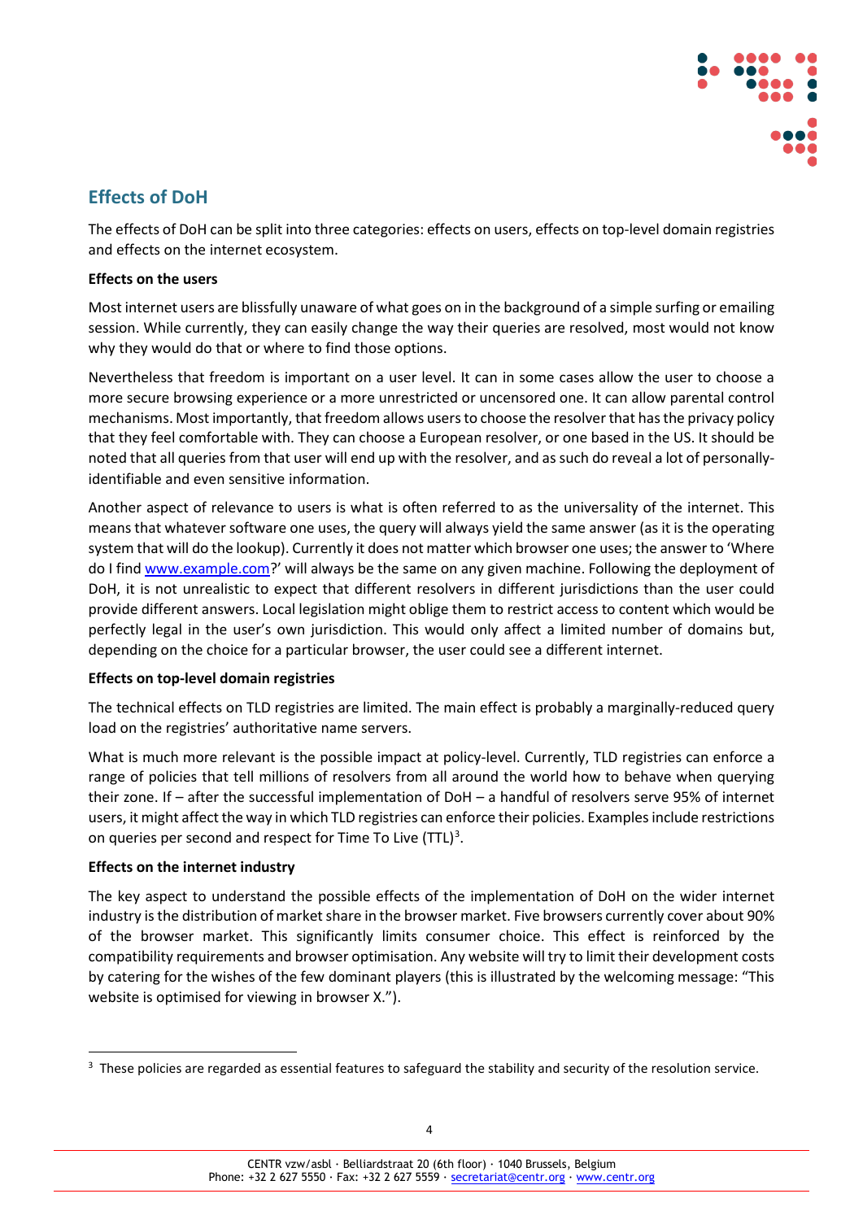## Effects of DoH

The effects of DoH can be split into three categories: effects on users, effects on top-level domain registries and effects on the internet ecosystem.

**Effects on the users**

Most internet users are blissfully unaware of what goes on in the background of a simple surfing or emailing session. While currently, they can easily change the way their queries are resolved, most would not know why they would do that or where to find those options.

Nevertheless that freedom is important on a user level. It can in some cases allow the user to choose a more secure browsing experience or a more unrestricted or uncensored one. It can allow parental control mechanisms. Most importantly, that freedom allows users to choose the resolver that has the privacy policy that they feel comfortable with. They can choose a European resolver, or one based in the US. It should be noted that all queries from that user will end up with the resolver, and as such do reveal a lot of personally-identifiable and even sensitive information.

Another aspect of relevance to users is what is often referred to as the universality of the internet. This means that whatever software one uses, the query will always yield the same answer (as it is the operating system that will do the lookup). Currently it does not matter which browser one uses; the answer to 'Where do I find www.example.com?' will always be the same on any given machine. Following the deployment of DoH, it is not unrealistic to expect that different resolvers in different jurisdictions than the user could provide different answers. Local legislation might oblige them to restrict access to content which would be perfectly legal in the user's own jurisdiction. This would only affect a limited number of domains but, depending on the choice for a particular browser, the user could see a different internet.

**Effects on top-level domain registries**

The technical effects on TLD registries are limited. The main effect is probably a marginally-reduced query load on the registries' authoritative name servers.

What is much more relevant is the possible impact at policy-level. Currently, TLD registries can enforce a range of policies that tell millions of resolvers from all around the world how to behave when querying their zone. If – after the successful implementation of DoH – a handful of resolvers serve 95% of internet users, it might affect the way in which TLD registries can enforce their policies. Examples include restrictions on queries per second and respect for Time To Live (TTL)[3].

**Effects on the internet industry**

The key aspect to understand the possible effects of the implementation of DoH on the wider internet industry is the distribution of market share in the browser market. Five browsers currently cover about 90% of the browser market. This significantly limits consumer choice. This effect is reinforced by the compatibility requirements and browser optimisation. Any website will try to limit their development costs by catering for the wishes of the few dominant players (this is illustrated by the welcoming message: "This website is optimised for viewing in browser X.").

---

[3] These policies are regarded as essential features to safeguard the stability and security of the resolution service.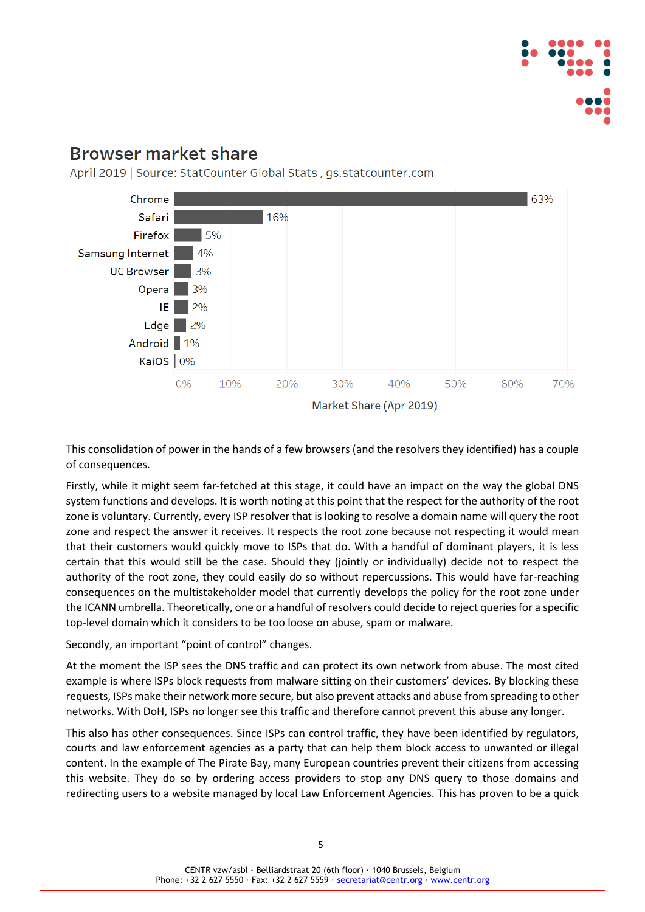## Browser market share

April 2019 | Source: StatCounter Global Stats , gs.statcounter.com

| Browser | Market Share (Apr 2019) |
|---|---|
| Chrome | 63% |
| Safari | 16% |
| Firefox | 5% |
| Samsung Internet | 4% |
| UC Browser | 3% |
| Opera | 3% |
| IE | 2% |
| Edge | 2% |
| Android | 1% |
| KaiOS | 0% |

This consolidation of power in the hands of a few browsers (and the resolvers they identified) has a couple of consequences.

Firstly, while it might seem far-fetched at this stage, it could have an impact on the way the global DNS system functions and develops. It is worth noting at this point that the respect for the authority of the root zone is voluntary. Currently, every ISP resolver that is looking to resolve a domain name will query the root zone and respect the answer it receives. It respects the root zone because not respecting it would mean that their customers would quickly move to ISPs that do. With a handful of dominant players, it is less certain that this would still be the case. Should they (jointly or individually) decide not to respect the authority of the root zone, they could easily do so without repercussions. This would have far-reaching consequences on the multistakeholder model that currently develops the policy for the root zone under the ICANN umbrella. Theoretically, one or a handful of resolvers could decide to reject queries for a specific top-level domain which it considers to be too loose on abuse, spam or malware.

Secondly, an important "point of control" changes.

At the moment the ISP sees the DNS traffic and can protect its own network from abuse. The most cited example is where ISPs block requests from malware sitting on their customers' devices. By blocking these requests, ISPs make their network more secure, but also prevent attacks and abuse from spreading to other networks. With DoH, ISPs no longer see this traffic and therefore cannot prevent this abuse any longer.

This also has other consequences. Since ISPs can control traffic, they have been identified by regulators, courts and law enforcement agencies as a party that can help them block access to unwanted or illegal content. In the example of The Pirate Bay, many European countries prevent their citizens from accessing this website. They do so by ordering access providers to stop any DNS query to those domains and redirecting users to a website managed by local Law Enforcement Agencies. This has proven to be a quick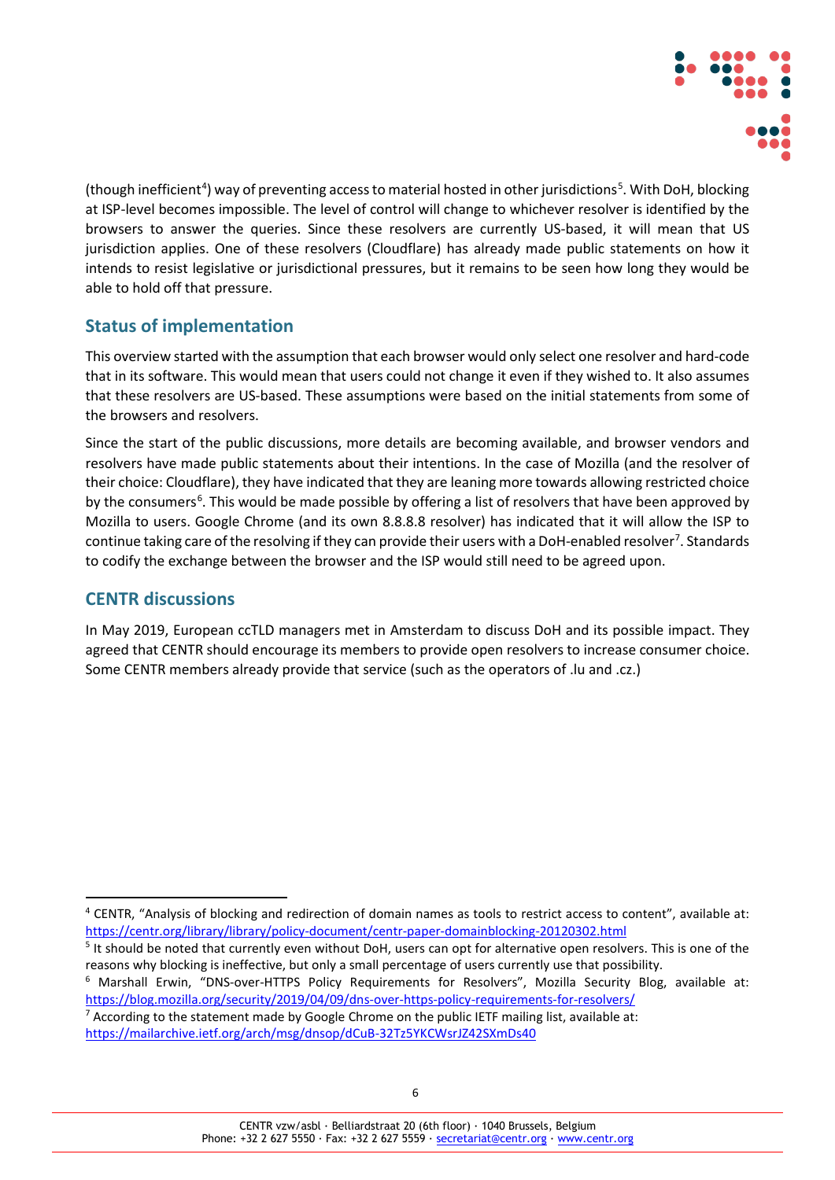(though inefficient[4]) way of preventing access to material hosted in other jurisdictions[5]. With DoH, blocking at ISP-level becomes impossible. The level of control will change to whichever resolver is identified by the browsers to answer the queries. Since these resolvers are currently US-based, it will mean that US jurisdiction applies. One of these resolvers (Cloudflare) has already made public statements on how it intends to resist legislative or jurisdictional pressures, but it remains to be seen how long they would be able to hold off that pressure.

## Status of implementation

This overview started with the assumption that each browser would only select one resolver and hard-code that in its software. This would mean that users could not change it even if they wished to. It also assumes that these resolvers are US-based. These assumptions were based on the initial statements from some of the browsers and resolvers.

Since the start of the public discussions, more details are becoming available, and browser vendors and resolvers have made public statements about their intentions. In the case of Mozilla (and the resolver of their choice: Cloudflare), they have indicated that they are leaning more towards allowing restricted choice by the consumers[6]. This would be made possible by offering a list of resolvers that have been approved by Mozilla to users. Google Chrome (and its own 8.8.8.8 resolver) has indicated that it will allow the ISP to continue taking care of the resolving if they can provide their users with a DoH-enabled resolver[7]. Standards to codify the exchange between the browser and the ISP would still need to be agreed upon.

## CENTR discussions

In May 2019, European ccTLD managers met in Amsterdam to discuss DoH and its possible impact. They agreed that CENTR should encourage its members to provide open resolvers to increase consumer choice. Some CENTR members already provide that service (such as the operators of .lu and .cz.)

---

[4] CENTR, "Analysis of blocking and redirection of domain names as tools to restrict access to content", available at: https://centr.org/library/library/policy-document/centr-paper-domainblocking-20120302.html

[5] It should be noted that currently even without DoH, users can opt for alternative open resolvers. This is one of the reasons why blocking is ineffective, but only a small percentage of users currently use that possibility.

[6] Marshall Erwin, "DNS-over-HTTPS Policy Requirements for Resolvers", Mozilla Security Blog, available at: https://blog.mozilla.org/security/2019/04/09/dns-over-https-policy-requirements-for-resolvers/

[7] According to the statement made by Google Chrome on the public IETF mailing list, available at: https://mailarchive.ietf.org/arch/msg/dnsop/dCuB-32Tz5YKCWsrJZ42SXmDs40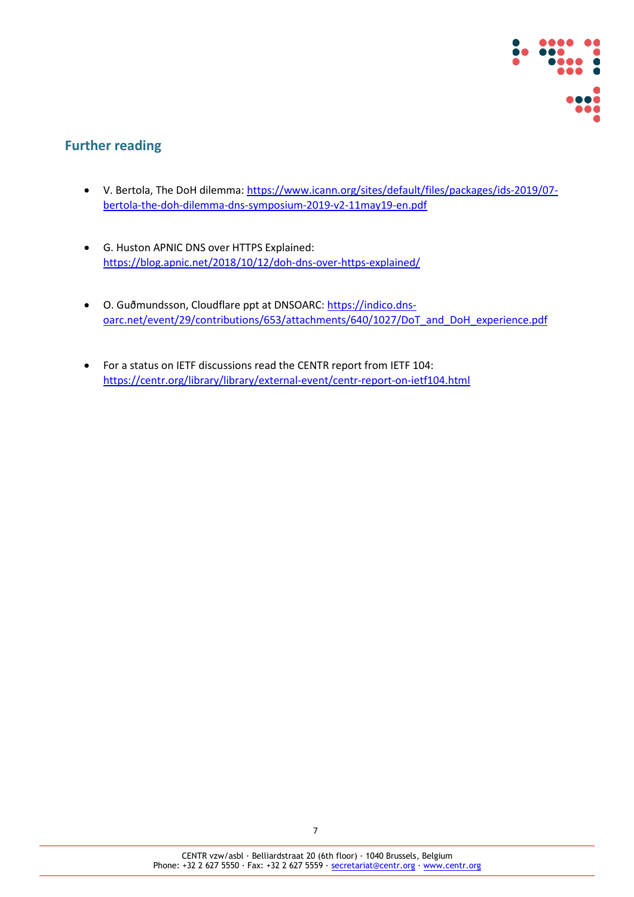## Further reading

- V. Bertola, The DoH dilemma: https://www.icann.org/sites/default/files/packages/ids-2019/07-bertola-the-doh-dilemma-dns-symposium-2019-v2-11may19-en.pdf

- G. Huston APNIC DNS over HTTPS Explained: https://blog.apnic.net/2018/10/12/doh-dns-over-https-explained/

- O. Guðmundsson, Cloudflare ppt at DNSOARC: https://indico.dns-oarc.net/event/29/contributions/653/attachments/640/1027/DoT_and_DoH_experience.pdf

- For a status on IETF discussions read the CENTR report from IETF 104: https://centr.org/library/library/external-event/centr-report-on-ietf104.html

CENTR vzw/asbl · Belliardstraat 20 (6th floor) · 1040 Brussels, Belgium
Phone: +32 2 627 5550 · Fax: +32 2 627 5559 · secretariat@centr.org · www.centr.org